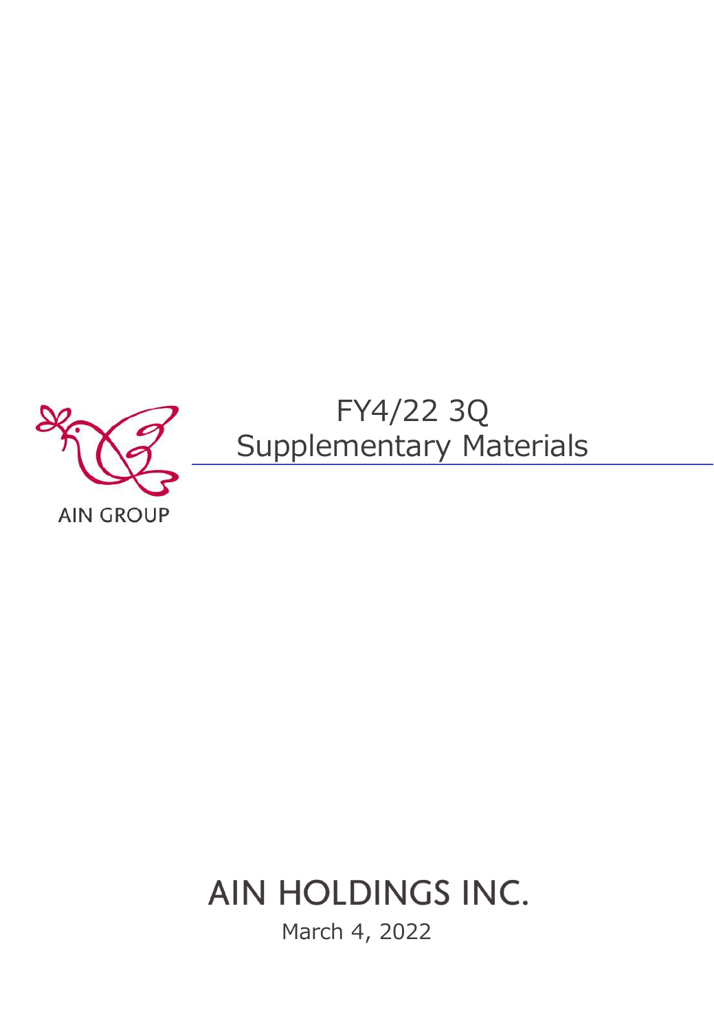AIN GROUP

# FY4/22 3Q Supplementary Materials

AIN HOLDINGS INC.

March 4, 2022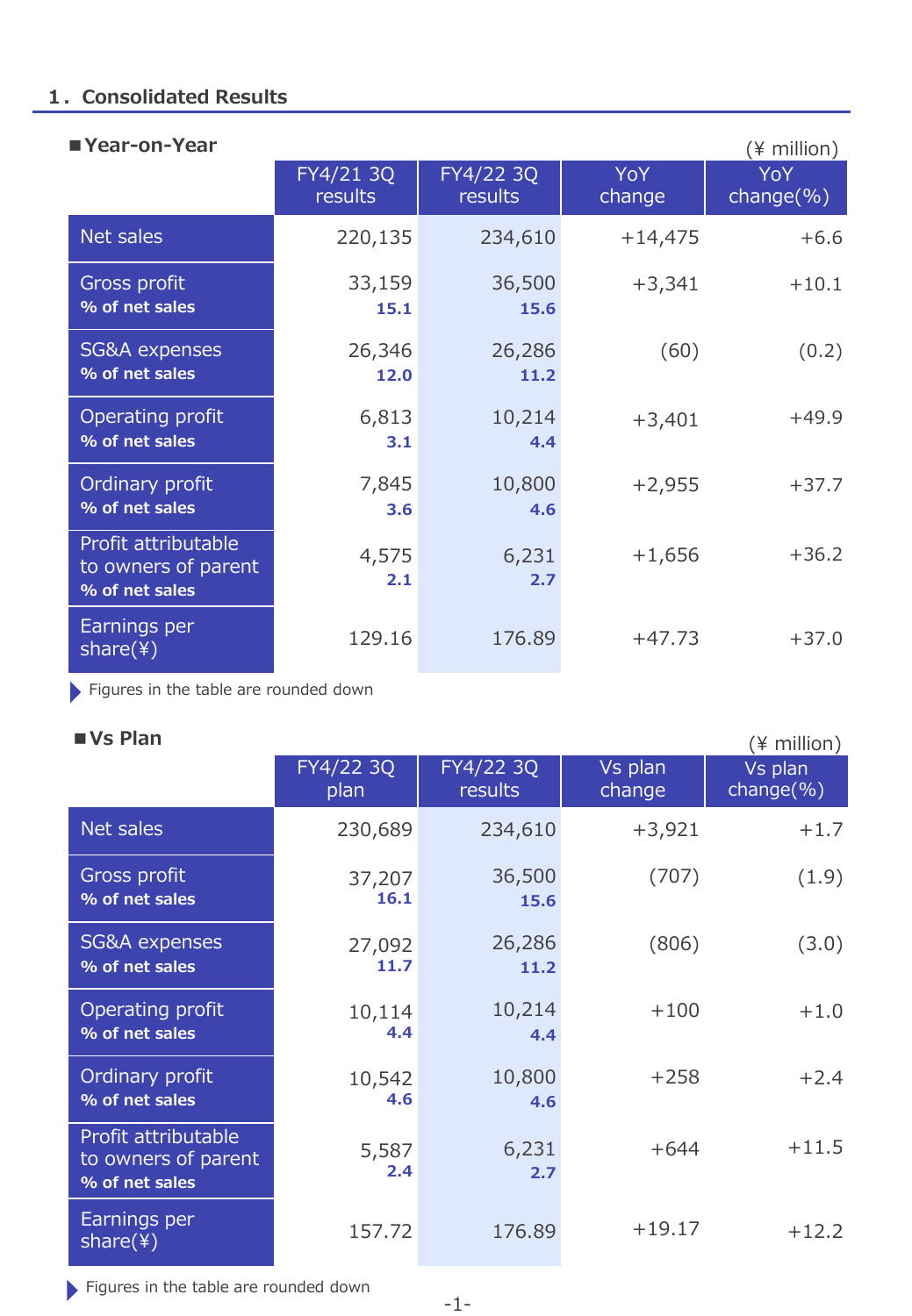## 1. Consolidated Results

### ■Year-on-Year

(¥ million)

| | FY4/21 3Q results | FY4/22 3Q results | YoY change | YoY change(%) |
|---|---|---|---|---|
| Net sales | 220,135 | 234,610 | +14,475 | +6.6 |
| Gross profit | 33,159 | 36,500 | +3,341 | +10.1 |
| % of net sales | 15.1 | 15.6 | | |
| SG&A expenses | 26,346 | 26,286 | (60) | (0.2) |
| % of net sales | 12.0 | 11.2 | | |
| Operating profit | 6,813 | 10,214 | +3,401 | +49.9 |
| % of net sales | 3.1 | 4.4 | | |
| Ordinary profit | 7,845 | 10,800 | +2,955 | +37.7 |
| % of net sales | 3.6 | 4.6 | | |
| Profit attributable to owners of parent | 4,575 | 6,231 | +1,656 | +36.2 |
| % of net sales | 2.1 | 2.7 | | |
| Earnings per share(¥) | 129.16 | 176.89 | +47.73 | +37.0 |

Figures in the table are rounded down

### ■Vs Plan

(¥ million)

| | FY4/22 3Q plan | FY4/22 3Q results | Vs plan change | Vs plan change(%) |
|---|---|---|---|---|
| Net sales | 230,689 | 234,610 | +3,921 | +1.7 |
| Gross profit | 37,207 | 36,500 | (707) | (1.9) |
| % of net sales | 16.1 | 15.6 | | |
| SG&A expenses | 27,092 | 26,286 | (806) | (3.0) |
| % of net sales | 11.7 | 11.2 | | |
| Operating profit | 10,114 | 10,214 | +100 | +1.0 |
| % of net sales | 4.4 | 4.4 | | |
| Ordinary profit | 10,542 | 10,800 | +258 | +2.4 |
| % of net sales | 4.6 | 4.6 | | |
| Profit attributable to owners of parent | 5,587 | 6,231 | +644 | +11.5 |
| % of net sales | 2.4 | 2.7 | | |
| Earnings per share(¥) | 157.72 | 176.89 | +19.17 | +12.2 |

Figures in the table are rounded down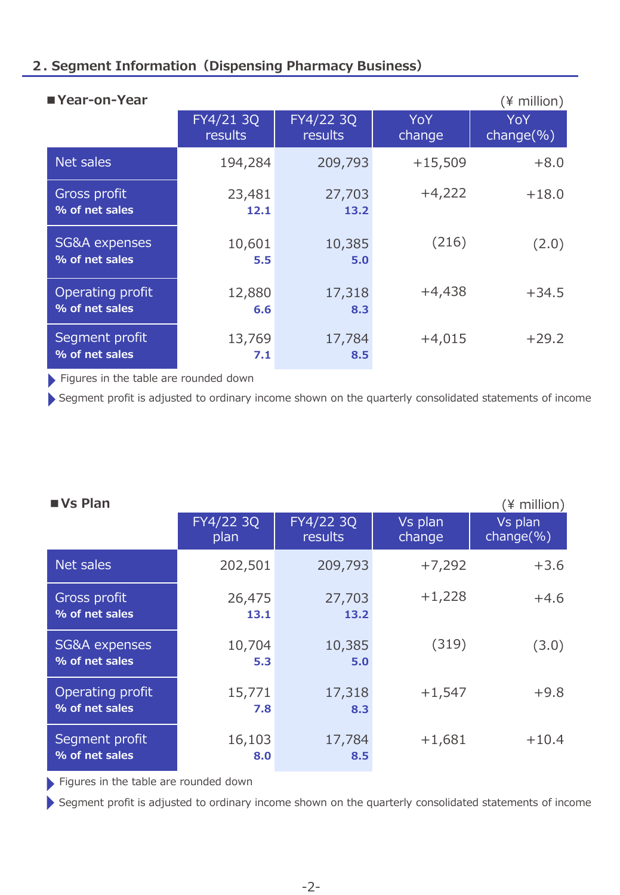## 2. Segment Information（Dispensing Pharmacy Business）

■ **Year-on-Year**

(¥ million)

| | FY4/21 3Q results | FY4/22 3Q results | YoY change | YoY change(%) |
|---|---|---|---|---|
| Net sales | 194,284 | 209,793 | +15,509 | +8.0 |
| Gross profit | 23,481 | 27,703 | +4,222 | +18.0 |
| % of net sales | 12.1 | 13.2 | | |
| SG&A expenses | 10,601 | 10,385 | (216) | (2.0) |
| % of net sales | 5.5 | 5.0 | | |
| Operating profit | 12,880 | 17,318 | +4,438 | +34.5 |
| % of net sales | 6.6 | 8.3 | | |
| Segment profit | 13,769 | 17,784 | +4,015 | +29.2 |
| % of net sales | 7.1 | 8.5 | | |

- Figures in the table are rounded down
- Segment profit is adjusted to ordinary income shown on the quarterly consolidated statements of income

■ **Vs Plan**

(¥ million)

| | FY4/22 3Q plan | FY4/22 3Q results | Vs plan change | Vs plan change(%) |
|---|---|---|---|---|
| Net sales | 202,501 | 209,793 | +7,292 | +3.6 |
| Gross profit | 26,475 | 27,703 | +1,228 | +4.6 |
| % of net sales | 13.1 | 13.2 | | |
| SG&A expenses | 10,704 | 10,385 | (319) | (3.0) |
| % of net sales | 5.3 | 5.0 | | |
| Operating profit | 15,771 | 17,318 | +1,547 | +9.8 |
| % of net sales | 7.8 | 8.3 | | |
| Segment profit | 16,103 | 17,784 | +1,681 | +10.4 |
| % of net sales | 8.0 | 8.5 | | |

- Figures in the table are rounded down
- Segment profit is adjusted to ordinary income shown on the quarterly consolidated statements of income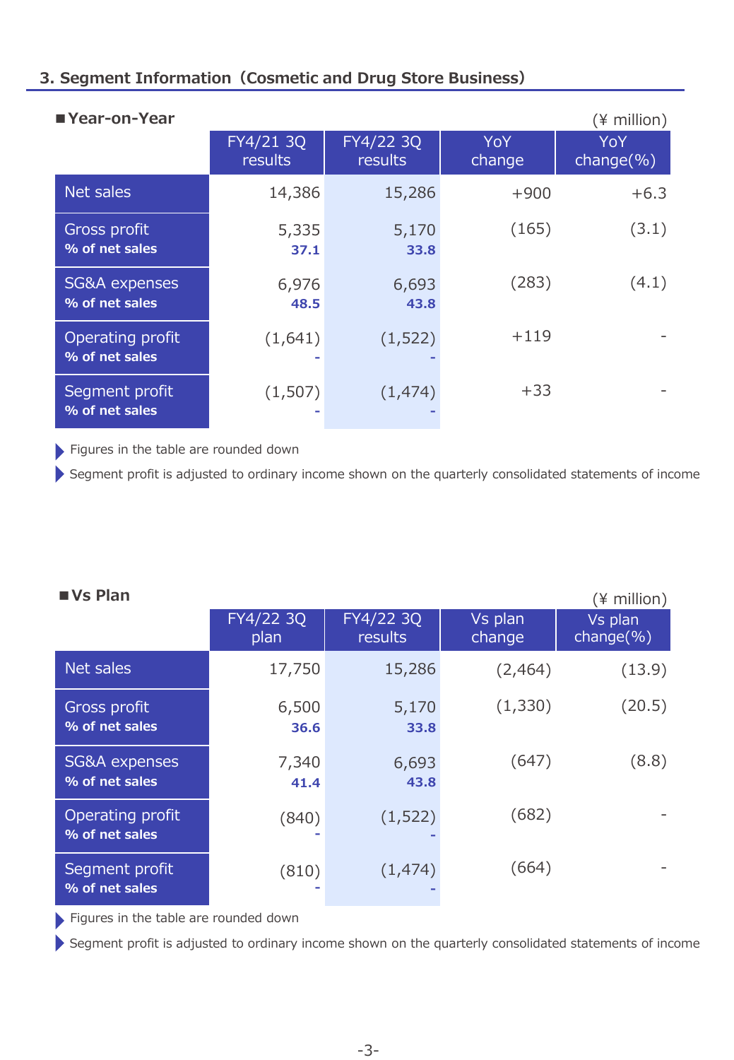## 3. Segment Information（Cosmetic and Drug Store Business）

### ■Year-on-Year

(¥ million)

| | FY4/21 3Q results | FY4/22 3Q results | YoY change | YoY change(%) |
|---|---|---|---|---|
| Net sales | 14,386 | 15,286 | +900 | +6.3 |
| Gross profit | 5,335 | 5,170 | (165) | (3.1) |
| % of net sales | 37.1 | 33.8 | | |
| SG&A expenses | 6,976 | 6,693 | (283) | (4.1) |
| % of net sales | 48.5 | 43.8 | | |
| Operating profit | (1,641) | (1,522) | +119 | - |
| % of net sales | - | - | | |
| Segment profit | (1,507) | (1,474) | +33 | - |
| % of net sales | - | - | | |

- Figures in the table are rounded down
- Segment profit is adjusted to ordinary income shown on the quarterly consolidated statements of income

### ■Vs Plan

(¥ million)

| | FY4/22 3Q plan | FY4/22 3Q results | Vs plan change | Vs plan change(%) |
|---|---|---|---|---|
| Net sales | 17,750 | 15,286 | (2,464) | (13.9) |
| Gross profit | 6,500 | 5,170 | (1,330) | (20.5) |
| % of net sales | 36.6 | 33.8 | | |
| SG&A expenses | 7,340 | 6,693 | (647) | (8.8) |
| % of net sales | 41.4 | 43.8 | | |
| Operating profit | (840) | (1,522) | (682) | - |
| % of net sales | - | - | | |
| Segment profit | (810) | (1,474) | (664) | - |
| % of net sales | - | - | | |

- Figures in the table are rounded down
- Segment profit is adjusted to ordinary income shown on the quarterly consolidated statements of income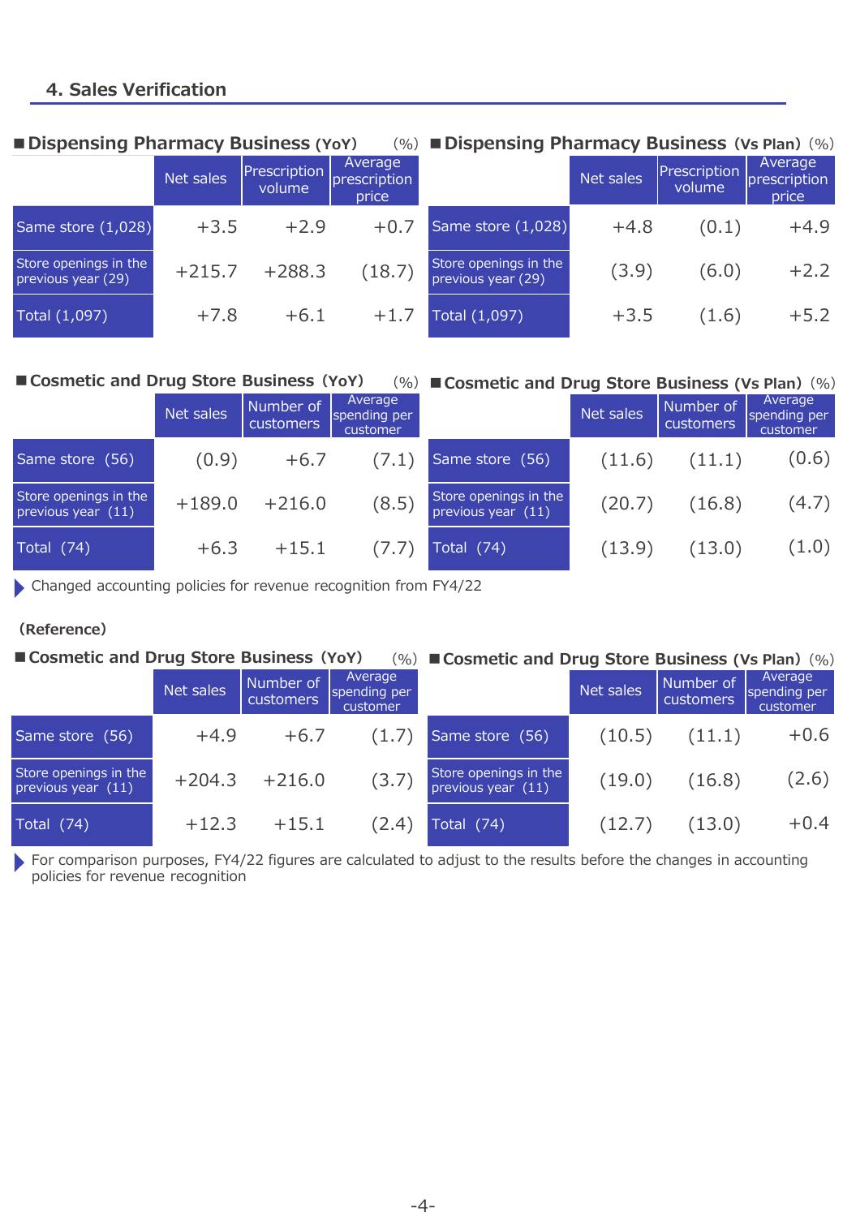## 4. Sales Verification

### ■ Dispensing Pharmacy Business (YoY) (%)

| | Net sales | Prescription volume | Average prescription price |
|---|---|---|---|
| Same store (1,028) | +3.5 | +2.9 | +0.7 |
| Store openings in the previous year (29) | +215.7 | +288.3 | (18.7) |
| Total (1,097) | +7.8 | +6.1 | +1.7 |

### ■ Dispensing Pharmacy Business (Vs Plan) (%)

| | Net sales | Prescription volume | Average prescription price |
|---|---|---|---|
| Same store (1,028) | +4.8 | (0.1) | +4.9 |
| Store openings in the previous year (29) | (3.9) | (6.0) | +2.2 |
| Total (1,097) | +3.5 | (1.6) | +5.2 |

### ■ Cosmetic and Drug Store Business (YoY) (%)

| | Net sales | Number of customers | Average spending per customer |
|---|---|---|---|
| Same store (56) | (0.9) | +6.7 | (7.1) |
| Store openings in the previous year (11) | +189.0 | +216.0 | (8.5) |
| Total (74) | +6.3 | +15.1 | (7.7) |

### ■ Cosmetic and Drug Store Business (Vs Plan) (%)

| | Net sales | Number of customers | Average spending per customer |
|---|---|---|---|
| Same store (56) | (11.6) | (11.1) | (0.6) |
| Store openings in the previous year (11) | (20.7) | (16.8) | (4.7) |
| Total (74) | (13.9) | (13.0) | (1.0) |

▶ Changed accounting policies for revenue recognition from FY4/22

**(Reference)**

### ■ Cosmetic and Drug Store Business (YoY) (%)

| | Net sales | Number of customers | Average spending per customer |
|---|---|---|---|
| Same store (56) | +4.9 | +6.7 | (1.7) |
| Store openings in the previous year (11) | +204.3 | +216.0 | (3.7) |
| Total (74) | +12.3 | +15.1 | (2.4) |

### ■ Cosmetic and Drug Store Business (Vs Plan) (%)

| | Net sales | Number of customers | Average spending per customer |
|---|---|---|---|
| Same store (56) | (10.5) | (11.1) | +0.6 |
| Store openings in the previous year (11) | (19.0) | (16.8) | (2.6) |
| Total (74) | (12.7) | (13.0) | +0.4 |

▶ For comparison purposes, FY4/22 figures are calculated to adjust to the results before the changes in accounting policies for revenue recognition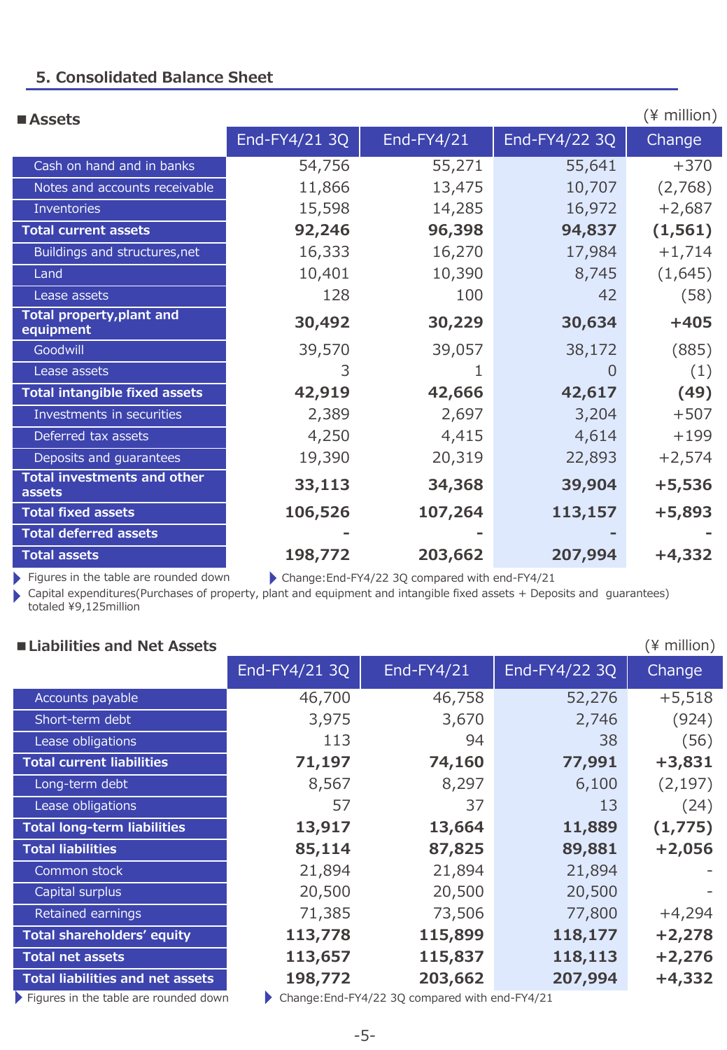## 5. Consolidated Balance Sheet

### ■Assets

(¥ million)

| | End-FY4/21 3Q | End-FY4/21 | End-FY4/22 3Q | Change |
|---|---|---|---|---|
| Cash on hand and in banks | 54,756 | 55,271 | 55,641 | +370 |
| Notes and accounts receivable | 11,866 | 13,475 | 10,707 | (2,768) |
| Inventories | 15,598 | 14,285 | 16,972 | +2,687 |
| **Total current assets** | **92,246** | **96,398** | **94,837** | **(1,561)** |
| Buildings and structures,net | 16,333 | 16,270 | 17,984 | +1,714 |
| Land | 10,401 | 10,390 | 8,745 | (1,645) |
| Lease assets | 128 | 100 | 42 | (58) |
| **Total property,plant and equipment** | **30,492** | **30,229** | **30,634** | **+405** |
| Goodwill | 39,570 | 39,057 | 38,172 | (885) |
| Lease assets | 3 | 1 | 0 | (1) |
| **Total intangible fixed assets** | **42,919** | **42,666** | **42,617** | **(49)** |
| Investments in securities | 2,389 | 2,697 | 3,204 | +507 |
| Deferred tax assets | 4,250 | 4,415 | 4,614 | +199 |
| Deposits and guarantees | 19,390 | 20,319 | 22,893 | +2,574 |
| **Total investments and other assets** | **33,113** | **34,368** | **39,904** | **+5,536** |
| **Total fixed assets** | **106,526** | **107,264** | **113,157** | **+5,893** |
| **Total deferred assets** | **-** | **-** | **-** | **-** |
| **Total assets** | **198,772** | **203,662** | **207,994** | **+4,332** |

- Figures in the table are rounded down
- Change:End-FY4/22 3Q compared with end-FY4/21
- Capital expenditures(Purchases of property, plant and equipment and intangible fixed assets + Deposits and guarantees) totaled ¥9,125million

### ■Liabilities and Net Assets

(¥ million)

| | End-FY4/21 3Q | End-FY4/21 | End-FY4/22 3Q | Change |
|---|---|---|---|---|
| Accounts payable | 46,700 | 46,758 | 52,276 | +5,518 |
| Short-term debt | 3,975 | 3,670 | 2,746 | (924) |
| Lease obligations | 113 | 94 | 38 | (56) |
| **Total current liabilities** | **71,197** | **74,160** | **77,991** | **+3,831** |
| Long-term debt | 8,567 | 8,297 | 6,100 | (2,197) |
| Lease obligations | 57 | 37 | 13 | (24) |
| **Total long-term liabilities** | **13,917** | **13,664** | **11,889** | **(1,775)** |
| **Total liabilities** | **85,114** | **87,825** | **89,881** | **+2,056** |
| Common stock | 21,894 | 21,894 | 21,894 | - |
| Capital surplus | 20,500 | 20,500 | 20,500 | - |
| Retained earnings | 71,385 | 73,506 | 77,800 | +4,294 |
| **Total shareholders' equity** | **113,778** | **115,899** | **118,177** | **+2,278** |
| **Total net assets** | **113,657** | **115,837** | **118,113** | **+2,276** |
| **Total liabilities and net assets** | **198,772** | **203,662** | **207,994** | **+4,332** |

- Figures in the table are rounded down
- Change:End-FY4/22 3Q compared with end-FY4/21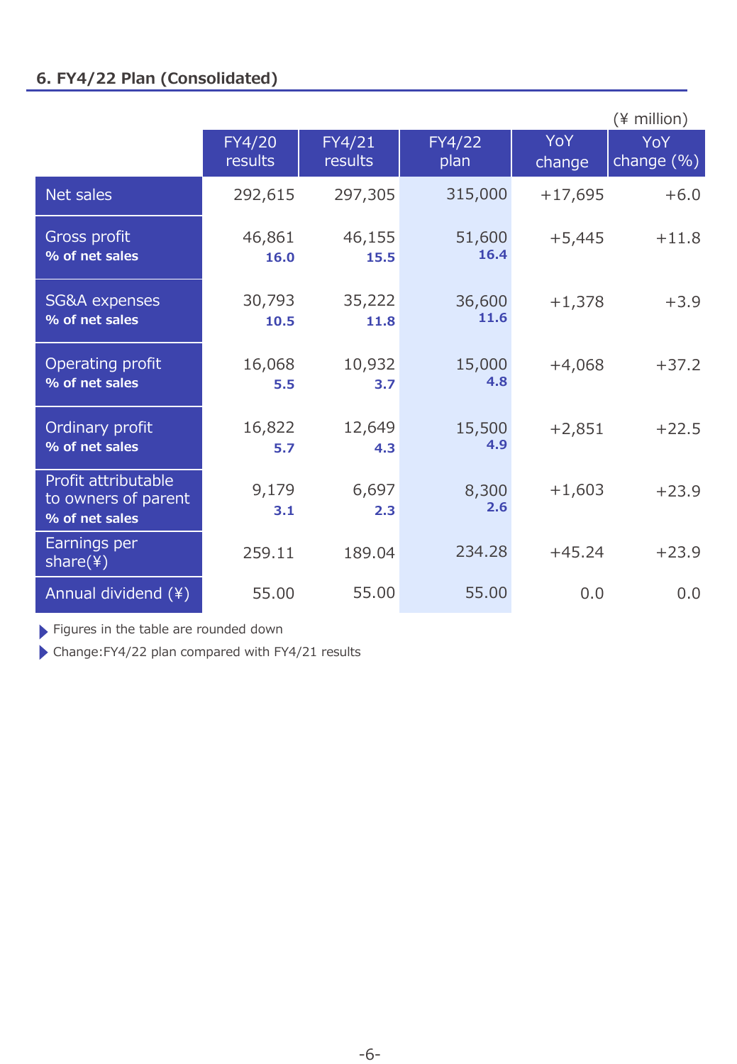## 6. FY4/22 Plan (Consolidated)

(¥ million)

| | FY4/20 results | FY4/21 results | FY4/22 plan | YoY change | YoY change (%) |
|---|---|---|---|---|---|
| Net sales | 292,615 | 297,305 | 315,000 | +17,695 | +6.0 |
| Gross profit | 46,861 | 46,155 | 51,600 | +5,445 | +11.8 |
| **% of net sales** | **16.0** | **15.5** | **16.4** | | |
| SG&A expenses | 30,793 | 35,222 | 36,600 | +1,378 | +3.9 |
| **% of net sales** | **10.5** | **11.8** | **11.6** | | |
| Operating profit | 16,068 | 10,932 | 15,000 | +4,068 | +37.2 |
| **% of net sales** | **5.5** | **3.7** | **4.8** | | |
| Ordinary profit | 16,822 | 12,649 | 15,500 | +2,851 | +22.5 |
| **% of net sales** | **5.7** | **4.3** | **4.9** | | |
| Profit attributable to owners of parent | 9,179 | 6,697 | 8,300 | +1,603 | +23.9 |
| **% of net sales** | **3.1** | **2.3** | **2.6** | | |
| Earnings per share(¥) | 259.11 | 189.04 | 234.28 | +45.24 | +23.9 |
| Annual dividend (¥) | 55.00 | 55.00 | 55.00 | 0.0 | 0.0 |

- Figures in the table are rounded down
- Change:FY4/22 plan compared with FY4/21 results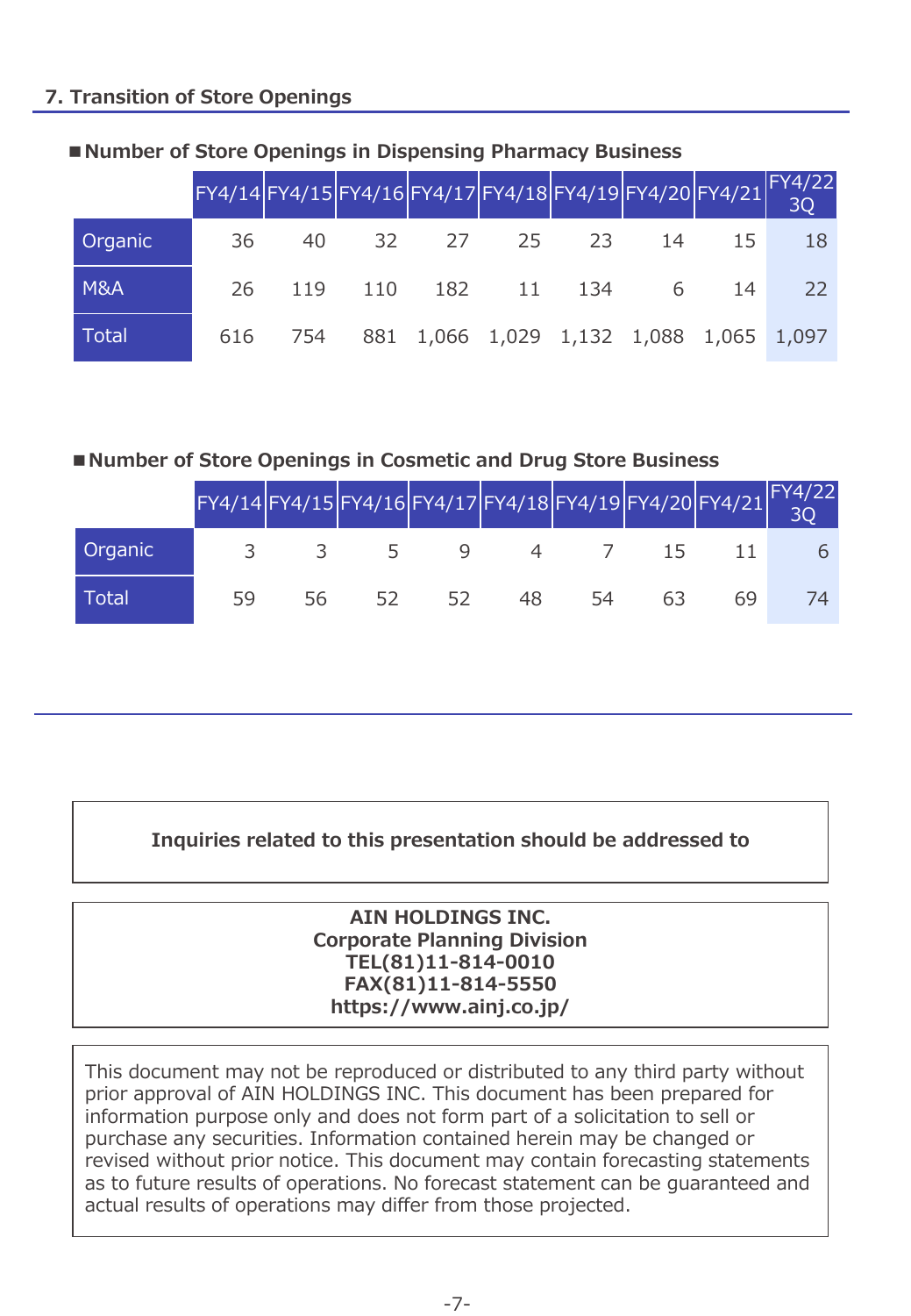## 7. Transition of Store Openings

■**Number of Store Openings in Dispensing Pharmacy Business**

| | FY4/14 | FY4/15 | FY4/16 | FY4/17 | FY4/18 | FY4/19 | FY4/20 | FY4/21 | FY4/22 3Q |
|---|---|---|---|---|---|---|---|---|---|
| Organic | 36 | 40 | 32 | 27 | 25 | 23 | 14 | 15 | 18 |
| M&A | 26 | 119 | 110 | 182 | 11 | 134 | 6 | 14 | 22 |
| Total | 616 | 754 | 881 | 1,066 | 1,029 | 1,132 | 1,088 | 1,065 | 1,097 |

■**Number of Store Openings in Cosmetic and Drug Store Business**

| | FY4/14 | FY4/15 | FY4/16 | FY4/17 | FY4/18 | FY4/19 | FY4/20 | FY4/21 | FY4/22 3Q |
|---|---|---|---|---|---|---|---|---|---|
| Organic | 3 | 3 | 5 | 9 | 4 | 7 | 15 | 11 | 6 |
| Total | 59 | 56 | 52 | 52 | 48 | 54 | 63 | 69 | 74 |

**Inquiries related to this presentation should be addressed to**

**AIN HOLDINGS INC.**
**Corporate Planning Division**
**TEL(81)11-814-0010**
**FAX(81)11-814-5550**
**https://www.ainj.co.jp/**

This document may not be reproduced or distributed to any third party without prior approval of AIN HOLDINGS INC. This document has been prepared for information purpose only and does not form part of a solicitation to sell or purchase any securities. Information contained herein may be changed or revised without prior notice. This document may contain forecasting statements as to future results of operations. No forecast statement can be guaranteed and actual results of operations may differ from those projected.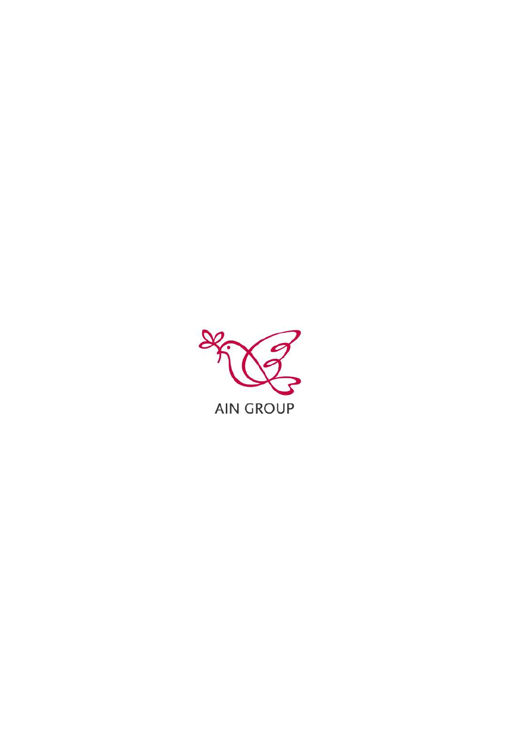AIN GROUP